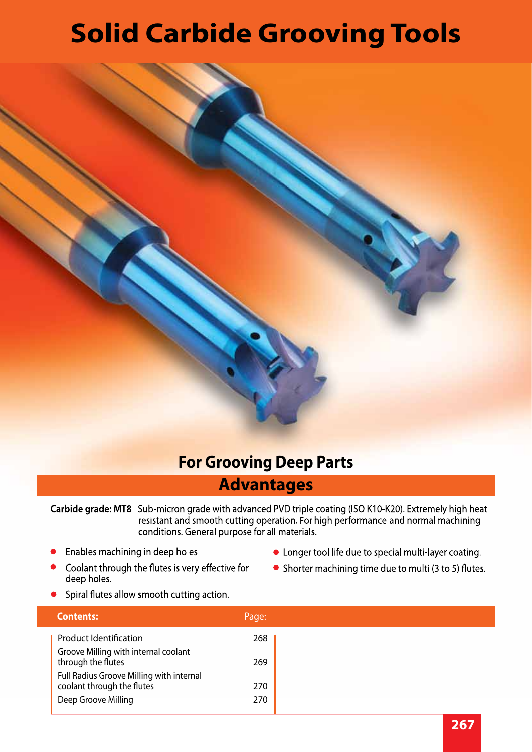# Solid Carbide Grooving Tools

## For Grooving Deep Parts

## Advantages

**Carbide grade: MT8** Sub-micron grade with advanced PVD triple coating (ISO K10-K20). Extremely high heat resistant and smooth cutting operation. For high performance and normal machining conditions. General purpose for all materials.

- Enables machining in deep holes
- Coolant through the flutes is very effective for deep holes.
- Spiral flutes allow smooth cutting action.
- Longer tool life due to special multi-layer coating.
- Shorter machining time due to multi (3 to 5) flutes.

| Contents: | Page: |
|---|---|
| Product Identification | 268 |
| Groove Milling with internal coolant through the flutes | 269 |
| Full Radius Groove Milling with internal coolant through the flutes | 270 |
| Deep Groove Milling | 270 |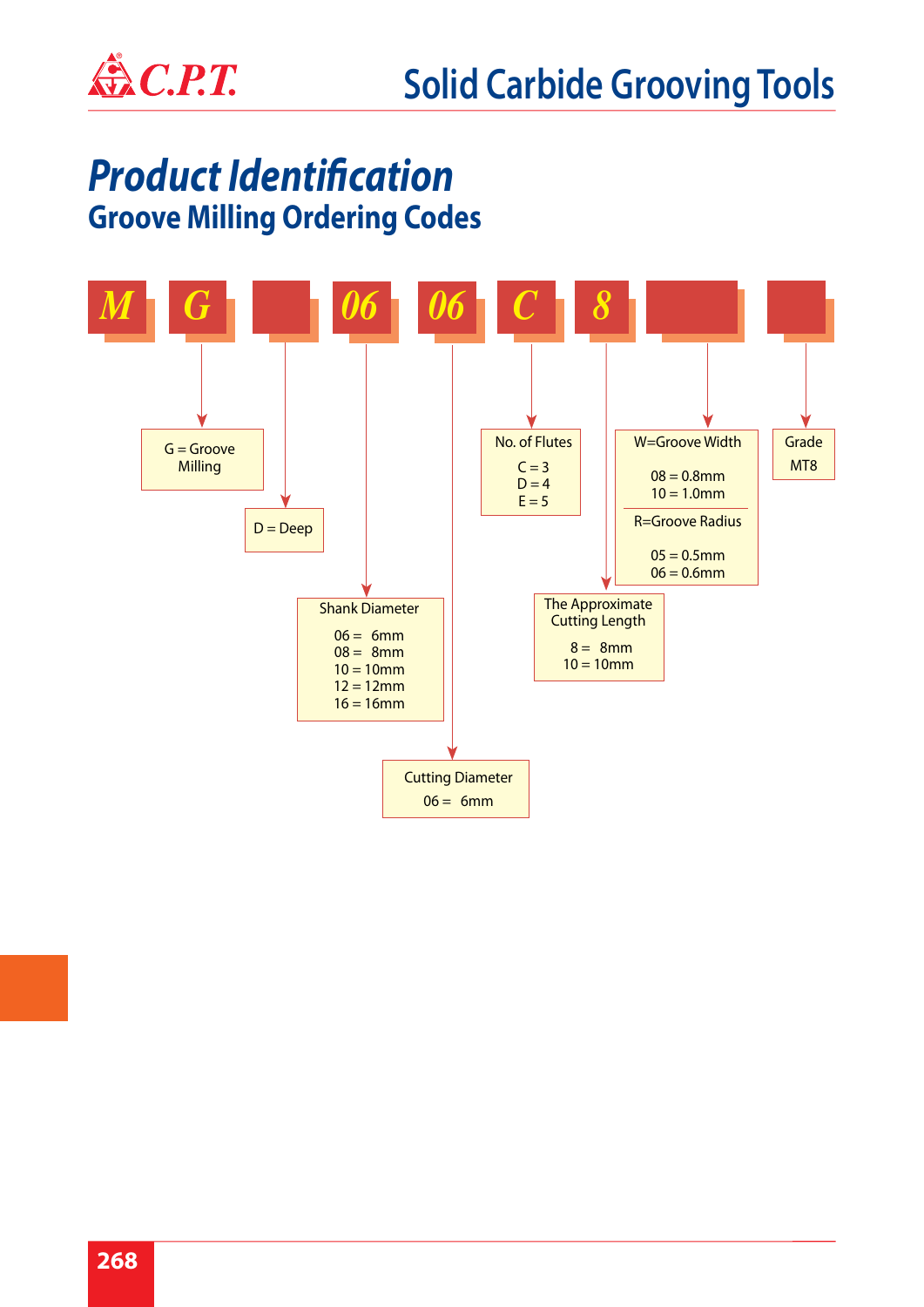# Product Identification

## Groove Milling Ordering Codes

| M | G | | 06 | 06 | C | 8 | | |
|---|---|---|---|---|---|---|---|---|

- **G** = Groove Milling
- D = Deep
- **Shank Diameter**
  - 06 = 6mm
  - 08 = 8mm
  - 10 = 10mm
  - 12 = 12mm
  - 16 = 16mm
- **Cutting Diameter**
  - 06 = 6mm
- **No. of Flutes**
  - C = 3
  - D = 4
  - E = 5
- **The Approximate Cutting Length**
  - 8 = 8mm
  - 10 = 10mm
- **W=Groove Width**
  - 08 = 0.8mm
  - 10 = 1.0mm
- **R=Groove Radius**
  - 05 = 0.5mm
  - 06 = 0.6mm
- **Grade**
  - MT8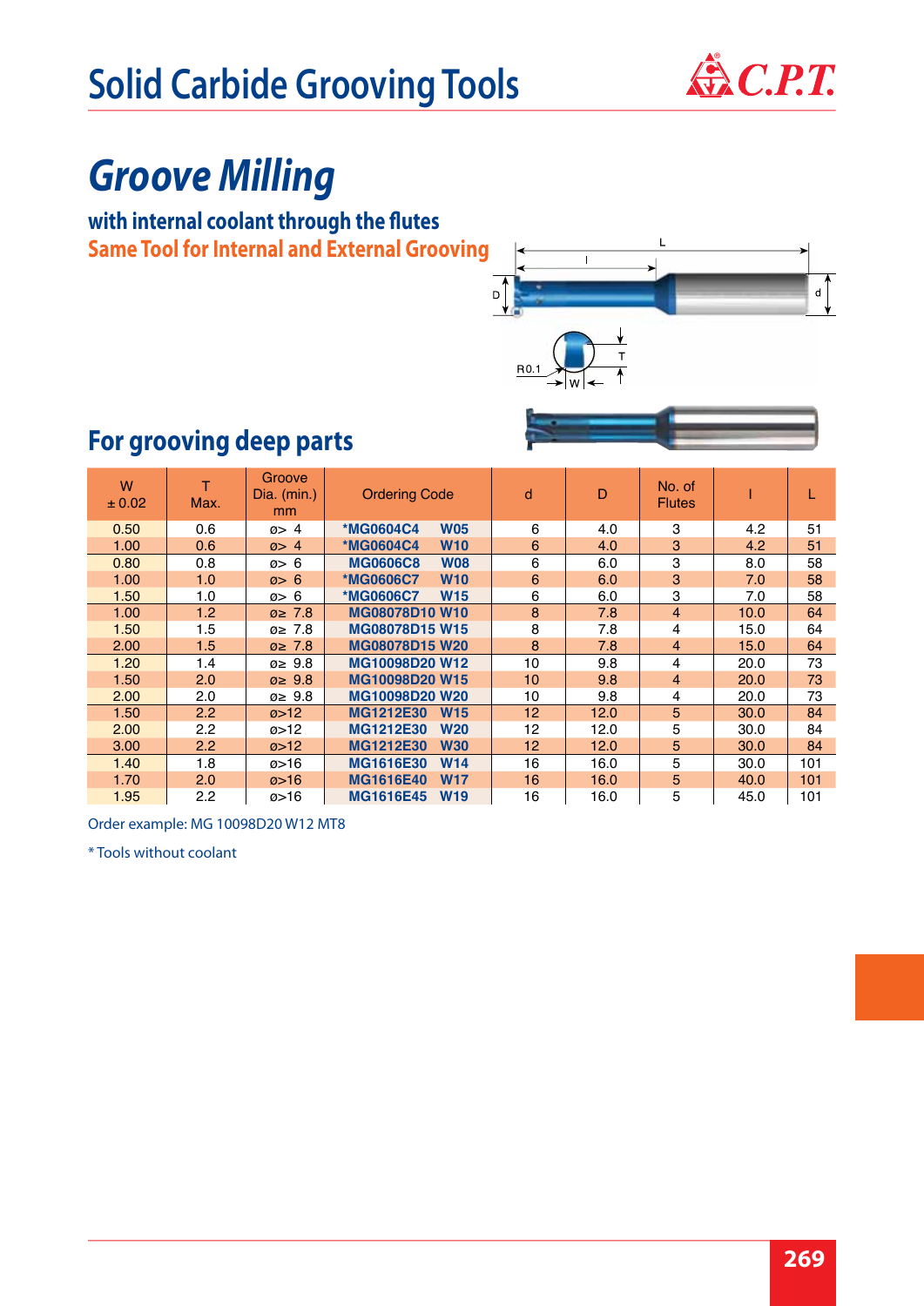# Solid Carbide Grooving Tools

## *Groove Milling*

### with internal coolant through the flutes

### Same Tool for Internal and External Grooving

## For grooving deep parts

| W ± 0.02 | T Max. | Groove Dia. (min.) mm | Ordering Code | d | D | No. of Flutes | l | L |
|---|---|---|---|---|---|---|---|---|
| 0.50 | 0.6 | ø> 4 | *MG0604C4 W05 | 6 | 4.0 | 3 | 4.2 | 51 |
| 1.00 | 0.6 | ø> 4 | *MG0604C4 W10 | 6 | 4.0 | 3 | 4.2 | 51 |
| 0.80 | 0.8 | ø> 6 | MG0606C8 W08 | 6 | 6.0 | 3 | 8.0 | 58 |
| 1.00 | 1.0 | ø> 6 | *MG0606C7 W10 | 6 | 6.0 | 3 | 7.0 | 58 |
| 1.50 | 1.0 | ø> 6 | *MG0606C7 W15 | 6 | 6.0 | 3 | 7.0 | 58 |
| 1.00 | 1.2 | ø≥ 7.8 | MG08078D10 W10 | 8 | 7.8 | 4 | 10.0 | 64 |
| 1.50 | 1.5 | ø≥ 7.8 | MG08078D15 W15 | 8 | 7.8 | 4 | 15.0 | 64 |
| 2.00 | 1.5 | ø≥ 7.8 | MG08078D15 W20 | 8 | 7.8 | 4 | 15.0 | 64 |
| 1.20 | 1.4 | ø≥ 9.8 | MG10098D20 W12 | 10 | 9.8 | 4 | 20.0 | 73 |
| 1.50 | 2.0 | ø≥ 9.8 | MG10098D20 W15 | 10 | 9.8 | 4 | 20.0 | 73 |
| 2.00 | 2.0 | ø≥ 9.8 | MG10098D20 W20 | 10 | 9.8 | 4 | 20.0 | 73 |
| 1.50 | 2.2 | ø>12 | MG1212E30 W15 | 12 | 12.0 | 5 | 30.0 | 84 |
| 2.00 | 2.2 | ø>12 | MG1212E30 W20 | 12 | 12.0 | 5 | 30.0 | 84 |
| 3.00 | 2.2 | ø>12 | MG1212E30 W30 | 12 | 12.0 | 5 | 30.0 | 84 |
| 1.40 | 1.8 | ø>16 | MG1616E30 W14 | 16 | 16.0 | 5 | 30.0 | 101 |
| 1.70 | 2.0 | ø>16 | MG1616E40 W17 | 16 | 16.0 | 5 | 40.0 | 101 |
| 1.95 | 2.2 | ø>16 | MG1616E45 W19 | 16 | 16.0 | 5 | 45.0 | 101 |

Order example: MG 10098D20 W12 MT8

* Tools without coolant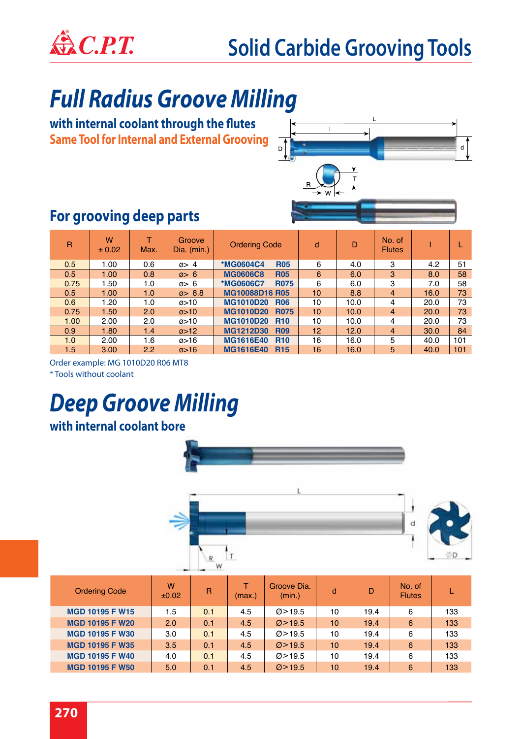# Solid Carbide Grooving Tools

## Full Radius Groove Milling

**with internal coolant through the flutes**

**Same Tool for Internal and External Grooving**

L
l
D
d
R
T
W

### For grooving deep parts

| R | W ± 0.02 | T Max. | Groove Dia. (min.) | Ordering Code | d | D | No. of Flutes | l | L |
|---|---|---|---|---|---|---|---|---|---|
| 0.5 | 1.00 | 0.6 | ø> 4 | *MG0604C4 R05 | 6 | 4.0 | 3 | 4.2 | 51 |
| 0.5 | 1.00 | 0.8 | ø> 6 | MG0606C8 R05 | 6 | 6.0 | 3 | 8.0 | 58 |
| 0.75 | 1.50 | 1.0 | ø> 6 | *MG0606C7 R075 | 6 | 6.0 | 3 | 7.0 | 58 |
| 0.5 | 1.00 | 1.0 | ø> 8.8 | MG10088D16 R05 | 10 | 8.8 | 4 | 16.0 | 73 |
| 0.6 | 1.20 | 1.0 | ø>10 | MG1010D20 R06 | 10 | 10.0 | 4 | 20.0 | 73 |
| 0.75 | 1.50 | 2.0 | ø>10 | MG1010D20 R075 | 10 | 10.0 | 4 | 20.0 | 73 |
| 1.00 | 2.00 | 2.0 | ø>10 | MG1010D20 R10 | 10 | 10.0 | 4 | 20.0 | 73 |
| 0.9 | 1.80 | 1.4 | ø>12 | MG1212D30 R09 | 12 | 12.0 | 4 | 30.0 | 84 |
| 1.0 | 2.00 | 1.6 | ø>16 | MG1616E40 R10 | 16 | 16.0 | 5 | 40.0 | 101 |
| 1.5 | 3.00 | 2.2 | ø>16 | MG1616E40 R15 | 16 | 16.0 | 5 | 40.0 | 101 |

Order example: MG 1010D20 R06 MT8

* Tools without coolant

## Deep Groove Milling

**with internal coolant bore**

L
d
R
T
W
ØD

| Ordering Code | W ±0.02 | R | T (max.) | Groove Dia. (min.) | d | D | No. of Flutes | L |
|---|---|---|---|---|---|---|---|---|
| MGD 10195 F W15 | 1.5 | 0.1 | 4.5 | Ø>19.5 | 10 | 19.4 | 6 | 133 |
| MGD 10195 F W20 | 2.0 | 0.1 | 4.5 | Ø>19.5 | 10 | 19.4 | 6 | 133 |
| MGD 10195 F W30 | 3.0 | 0.1 | 4.5 | Ø>19.5 | 10 | 19.4 | 6 | 133 |
| MGD 10195 F W35 | 3.5 | 0.1 | 4.5 | Ø>19.5 | 10 | 19.4 | 6 | 133 |
| MGD 10195 F W40 | 4.0 | 0.1 | 4.5 | Ø>19.5 | 10 | 19.4 | 6 | 133 |
| MGD 10195 F W50 | 5.0 | 0.1 | 4.5 | Ø>19.5 | 10 | 19.4 | 6 | 133 |